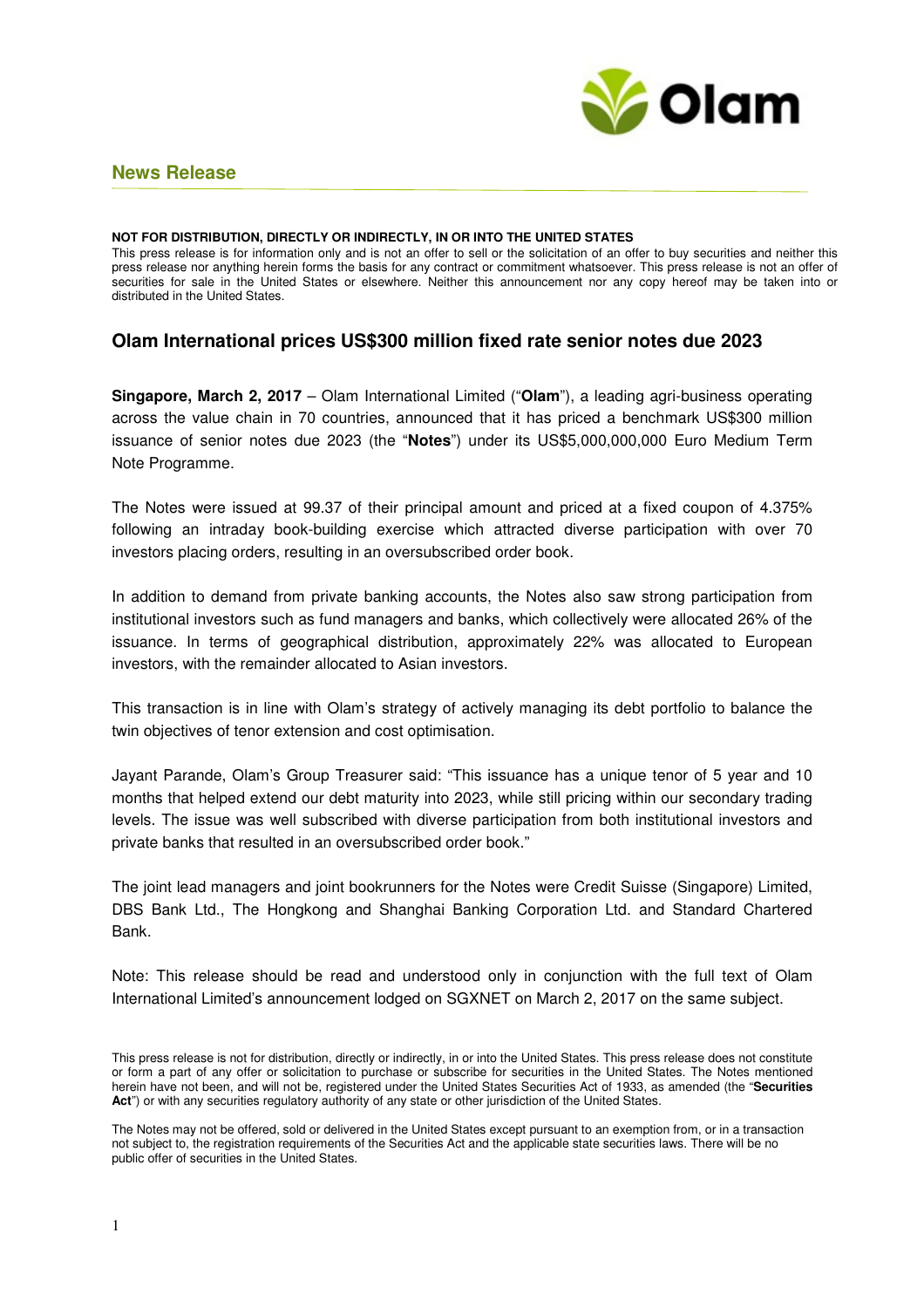**News Release**

**NOT FOR DISTRIBUTION, DIRECTLY OR INDIRECTLY, IN OR INTO THE UNITED STATES**

This press release is for information only and is not an offer to sell or the solicitation of an offer to buy securities and neither this press release nor anything herein forms the basis for any contract or commitment whatsoever. This press release is not an offer of securities for sale in the United States or elsewhere. Neither this announcement nor any copy hereof may be taken into or distributed in the United States.

## Olam International prices US$300 million fixed rate senior notes due 2023

**Singapore, March 2, 2017** – Olam International Limited ("**Olam**"), a leading agri-business operating across the value chain in 70 countries, announced that it has priced a benchmark US$300 million issuance of senior notes due 2023 (the "**Notes**") under its US$5,000,000,000 Euro Medium Term Note Programme.

The Notes were issued at 99.37 of their principal amount and priced at a fixed coupon of 4.375% following an intraday book-building exercise which attracted diverse participation with over 70 investors placing orders, resulting in an oversubscribed order book.

In addition to demand from private banking accounts, the Notes also saw strong participation from institutional investors such as fund managers and banks, which collectively were allocated 26% of the issuance. In terms of geographical distribution, approximately 22% was allocated to European investors, with the remainder allocated to Asian investors.

This transaction is in line with Olam's strategy of actively managing its debt portfolio to balance the twin objectives of tenor extension and cost optimisation.

Jayant Parande, Olam's Group Treasurer said: "This issuance has a unique tenor of 5 year and 10 months that helped extend our debt maturity into 2023, while still pricing within our secondary trading levels. The issue was well subscribed with diverse participation from both institutional investors and private banks that resulted in an oversubscribed order book."

The joint lead managers and joint bookrunners for the Notes were Credit Suisse (Singapore) Limited, DBS Bank Ltd., The Hongkong and Shanghai Banking Corporation Ltd. and Standard Chartered Bank.

Note: This release should be read and understood only in conjunction with the full text of Olam International Limited's announcement lodged on SGXNET on March 2, 2017 on the same subject.

This press release is not for distribution, directly or indirectly, in or into the United States. This press release does not constitute or form a part of any offer or solicitation to purchase or subscribe for securities in the United States. The Notes mentioned herein have not been, and will not be, registered under the United States Securities Act of 1933, as amended (the "**Securities Act**") or with any securities regulatory authority of any state or other jurisdiction of the United States.

The Notes may not be offered, sold or delivered in the United States except pursuant to an exemption from, or in a transaction not subject to, the registration requirements of the Securities Act and the applicable state securities laws. There will be no public offer of securities in the United States.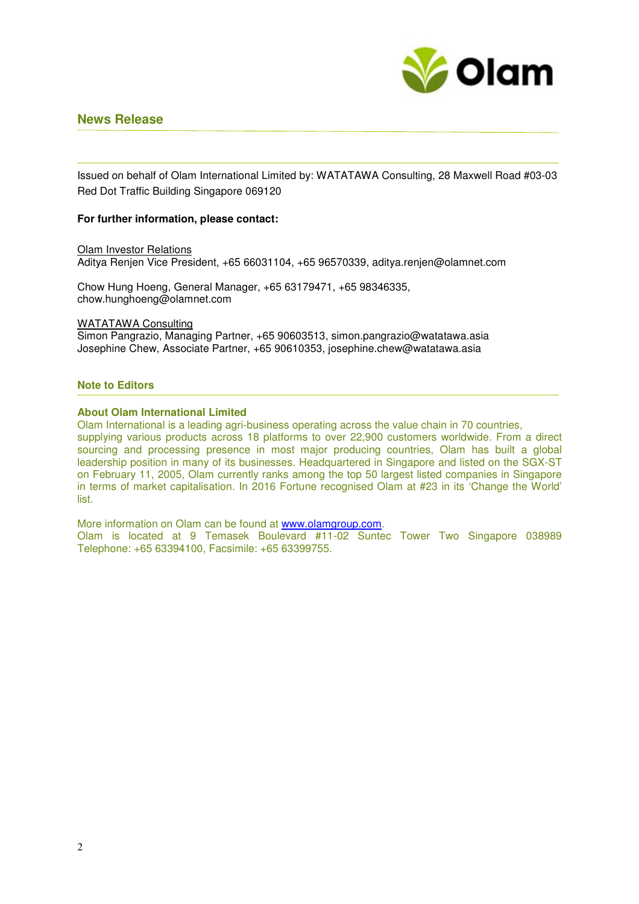## News Release

Issued on behalf of Olam International Limited by: WATATAWA Consulting, 28 Maxwell Road #03-03 Red Dot Traffic Building Singapore 069120

**For further information, please contact:**

Olam Investor Relations
Aditya Renjen Vice President, +65 66031104, +65 96570339, aditya.renjen@olamnet.com

Chow Hung Hoeng, General Manager, +65 63179471, +65 98346335, chow.hunghoeng@olamnet.com

WATATAWA Consulting
Simon Pangrazio, Managing Partner, +65 90603513, simon.pangrazio@watatawa.asia
Josephine Chew, Associate Partner, +65 90610353, josephine.chew@watatawa.asia

### Note to Editors

**About Olam International Limited**

Olam International is a leading agri-business operating across the value chain in 70 countries, supplying various products across 18 platforms to over 22,900 customers worldwide. From a direct sourcing and processing presence in most major producing countries, Olam has built a global leadership position in many of its businesses. Headquartered in Singapore and listed on the SGX-ST on February 11, 2005, Olam currently ranks among the top 50 largest listed companies in Singapore in terms of market capitalisation. In 2016 Fortune recognised Olam at #23 in its 'Change the World' list.

More information on Olam can be found at www.olamgroup.com.
Olam is located at 9 Temasek Boulevard #11-02 Suntec Tower Two Singapore 038989 Telephone: +65 63394100, Facsimile: +65 63399755.